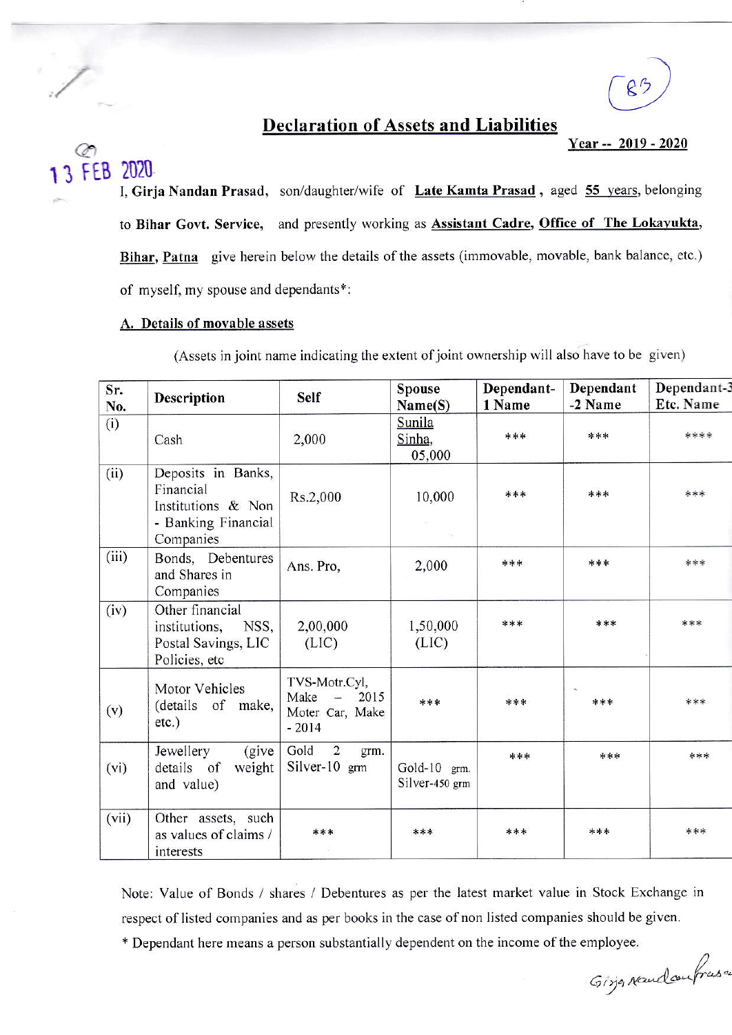# Declaration of Assets and Liabilities

**Year -- 2019 - 2020**

13 FEB 2020

I, **Girja Nandan Prasad**, son/daughter/wife of **Late Kamta Prasad**, aged **55 years**, belonging to **Bihar Govt. Service**, and presently working as **Assistant Cadre, Office of The Lokayukta, Bihar, Patna** give herein below the details of the assets (immovable, movable, bank balance, etc.) of myself, my spouse and dependants*:

## A. Details of movable assets

(Assets in joint name indicating the extent of joint ownership will also have to be given)

| Sr. No. | Description | Self | Spouse Name(S) | Dependant-1 Name | Dependant -2 Name | Dependant-3 Etc. Name |
|---|---|---|---|---|---|---|
| (i) | Cash | 2,000 | Sunila Sinha, 05,000 | *** | *** | **** |
| (ii) | Deposits in Banks, Financial Institutions & Non - Banking Financial Companies | Rs.2,000 | 10,000 | *** | *** | *** |
| (iii) | Bonds, Debentures and Shares in Companies | Ans. Pro, | 2,000 | *** | *** | *** |
| (iv) | Other financial institutions, NSS, Postal Savings, LIC Policies, etc | 2,00,000 (LIC) | 1,50,000 (LIC) | *** | *** | *** |
| (v) | Motor Vehicles (details of make, etc.) | TVS-Motr.Cyl, Make - 2015 Moter Car, Make - 2014 | *** | *** | *** | *** |
| (vi) | Jewellery (give details of weight and value) | Gold 2 grm. Silver-10 grm | Gold-10 grm. Silver-450 grm | *** | *** | *** |
| (vii) | Other assets, such as values of claims / interests | *** | *** | *** | *** | *** |

Note: Value of Bonds / shares / Debentures as per the latest market value in Stock Exchange in respect of listed companies and as per books in the case of non listed companies should be given.

* Dependant here means a person substantially dependent on the income of the employee.

Girja Nandan Prasad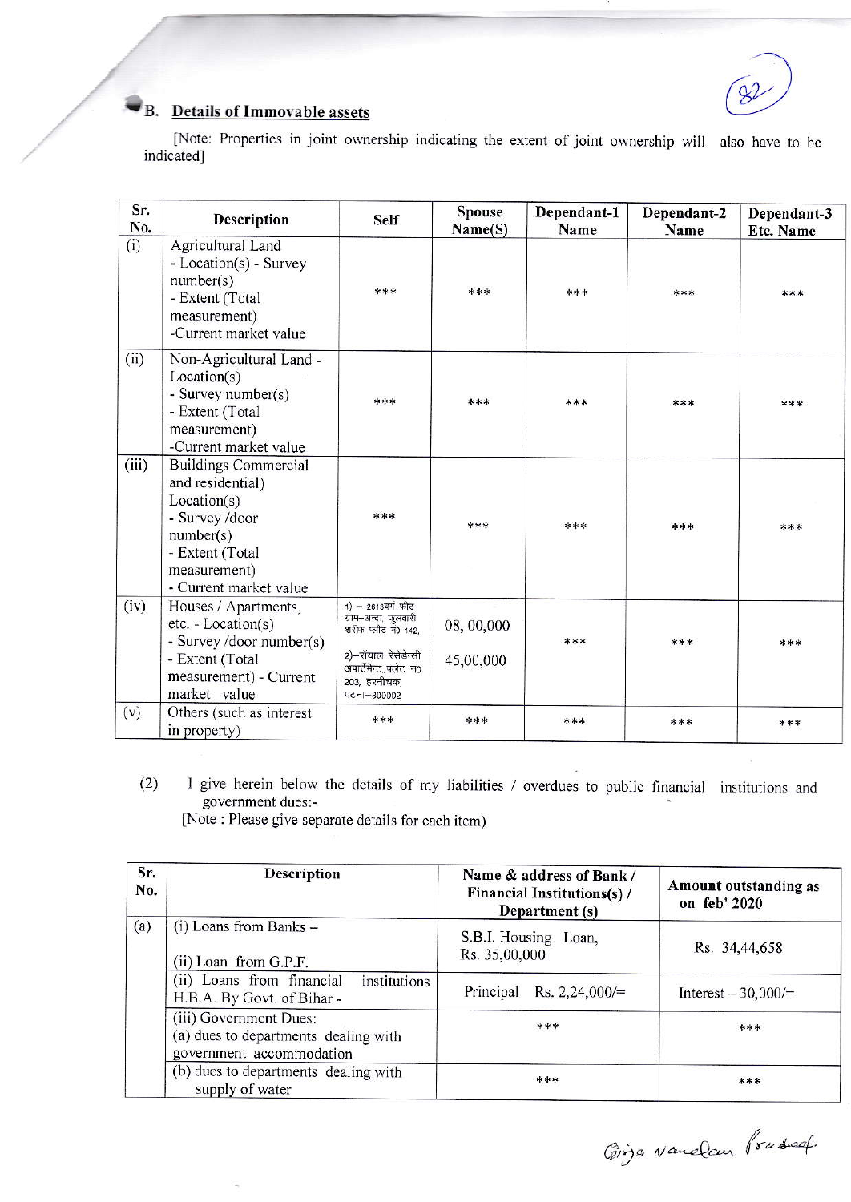## B. Details of Immovable assets

[Note: Properties in joint ownership indicating the extent of joint ownership will also have to be indicated]

| Sr. No. | Description | Self | Spouse Name(S) | Dependant-1 Name | Dependant-2 Name | Dependant-3 Etc. Name |
|---|---|---|---|---|---|---|
| (i) | Agricultural Land - Location(s) - Survey number(s) - Extent (Total measurement) -Current market value | *** | *** | *** | *** | *** |
| (ii) | Non-Agricultural Land - Location(s) - Survey number(s) - Extent (Total measurement) -Current market value | *** | *** | *** | *** | *** |
| (iii) | Buildings Commercial and residential) Location(s) - Survey /door number(s) - Extent (Total measurement) - Current market value | *** | *** | *** | *** | *** |
| (iv) | Houses / Apartments, etc. - Location(s) - Survey /door number(s) - Extent (Total measurement) - Current market value | 1) – 2613वर्ग फीट ग्राम–अन्दा, फुलवारी शरीफ प्लौट न0 142, 2)–रॉयाल रेसेडेन्सी अपार्टमेन्ट, फ्लेट न0 203, हरनीचक, पटना–800002 | 08, 00,000 45,00,000 | *** | *** | *** |
| (v) | Others (such as interest in property) | *** | *** | *** | *** | *** |

(2) I give herein below the details of my liabilities / overdues to public financial institutions and government dues:-

[Note : Please give separate details for each item)

| Sr. No. | Description | Name & address of Bank / Financial Institutions(s) / Department (s) | Amount outstanding as on feb' 2020 |
|---|---|---|---|
| (a) | (i) Loans from Banks – (ii) Loan from G.P.F. | S.B.I. Housing Loan, Rs. 35,00,000 | Rs. 34,44,658 |
| | (ii) Loans from financial institutions H.B.A. By Govt. of Bihar - | Principal Rs. 2,24,000/= | Interest – 30,000/= |
| | (iii) Government Dues: (a) dues to departments dealing with government accommodation | *** | *** |
| | (b) dues to departments dealing with supply of water | *** | *** |

Girja Nandan Prasad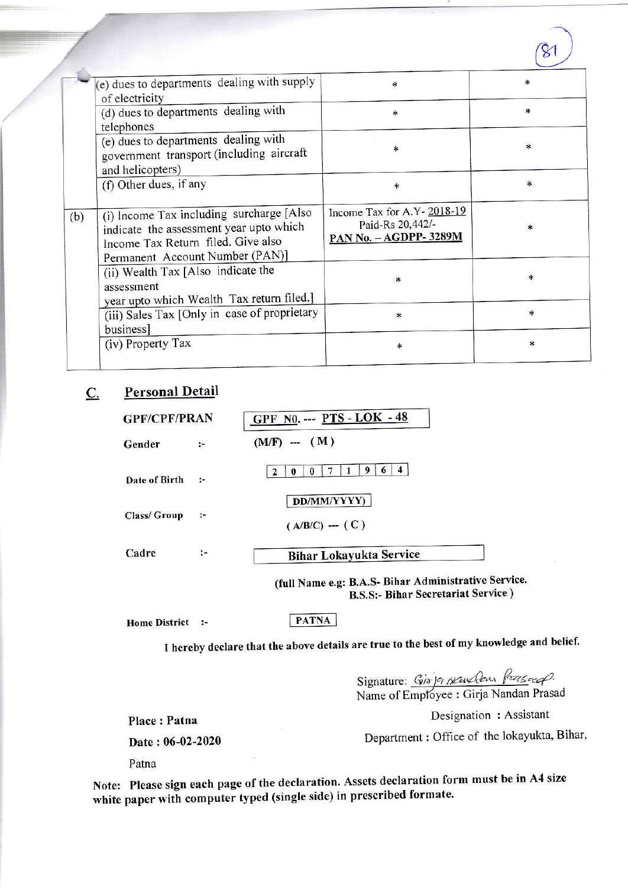| | | | |
|---|---|---|---|
| | (e) dues to departments dealing with supply of electricity | * | * |
| | (d) dues to departments dealing with telephones | * | * |
| | (e) dues to departments dealing with government transport (including aircraft and helicopters) | * | * |
| | (f) Other dues, if any | * | * |
| (b) | (i) Income Tax including surcharge [Also indicate the assessment year upto which Income Tax Return filed. Give also Permanent Account Number (PAN)] | Income Tax for A.Y- 2018-19 Paid-Rs 20,442/- **PAN No. – AGDPP- 3289M** | * |
| | (ii) Wealth Tax [Also indicate the assessment year upto which Wealth Tax return filed.] | * | * |
| | (iii) Sales Tax [Only in case of proprietary business] | * | * |
| | (iv) Property Tax | * | * |

## C. Personal Detail

**GPF/CPF/PRAN** GPF N0. --- PTS - LOK - 48

**Gender** :- (M/F) --- (M)

**Date of Birth** :- 20071964 (DD/MM/YYYY)

**Class/ Group** :- (A/B/C) --- (C)

**Cadre** :- **Bihar Lokayukta Service**

**(full Name e.g: B.A.S- Bihar Administrative Service. B.S.S:- Bihar Secretariat Service )**

**Home District** :- **PATNA**

**I hereby declare that the above details are true to the best of my knowledge and belief.**

Signature: Girja Nandan Prasad
Name of Employee : Girja Nandan Prasad
Designation : Assistant
Department : Office of the lokayukta, Bihar, Patna

**Place : Patna**

**Date : 06-02-2020**

**Note: Please sign each page of the declaration. Assets declaration form must be in A4 size white paper with computer typed (single side) in prescribed formate.**